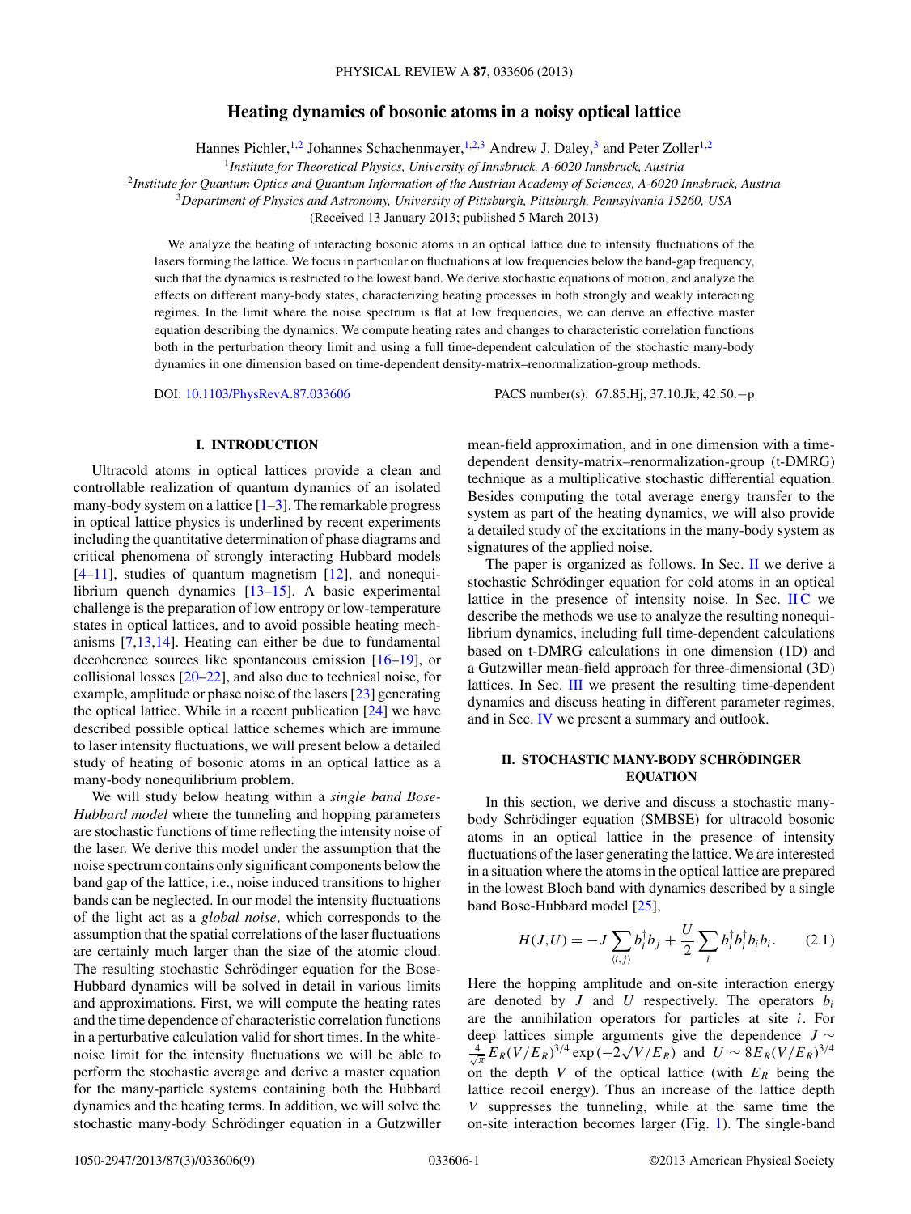# Heating dynamics of bosonic atoms in a noisy optical lattice

Hannes Pichler,[1,2] Johannes Schachenmayer,[1,2,3] Andrew J. Daley,[3] and Peter Zoller[1,2]

[1] *Institute for Theoretical Physics, University of Innsbruck, A-6020 Innsbruck, Austria*

[2] *Institute for Quantum Optics and Quantum Information of the Austrian Academy of Sciences, A-6020 Innsbruck, Austria*

[3] *Department of Physics and Astronomy, University of Pittsburgh, Pittsburgh, Pennsylvania 15260, USA*

(Received 13 January 2013; published 5 March 2013)

We analyze the heating of interacting bosonic atoms in an optical lattice due to intensity fluctuations of the lasers forming the lattice. We focus in particular on fluctuations at low frequencies below the band-gap frequency, such that the dynamics is restricted to the lowest band. We derive stochastic equations of motion, and analyze the effects on different many-body states, characterizing heating processes in both strongly and weakly interacting regimes. In the limit where the noise spectrum is flat at low frequencies, we can derive an effective master equation describing the dynamics. We compute heating rates and changes to characteristic correlation functions both in the perturbation theory limit and using a full time-dependent calculation of the stochastic many-body dynamics in one dimension based on time-dependent density-matrix–renormalization-group methods.

DOI: 10.1103/PhysRevA.87.033606 PACS number(s): 67.85.Hj, 37.10.Jk, 42.50.−p

## I. INTRODUCTION

Ultracold atoms in optical lattices provide a clean and controllable realization of quantum dynamics of an isolated many-body system on a lattice [1–3]. The remarkable progress in optical lattice physics is underlined by recent experiments including the quantitative determination of phase diagrams and critical phenomena of strongly interacting Hubbard models [4–11], studies of quantum magnetism [12], and nonequilibrium quench dynamics [13–15]. A basic experimental challenge is the preparation of low entropy or low-temperature states in optical lattices, and to avoid possible heating mechanisms [7,13,14]. Heating can either be due to fundamental decoherence sources like spontaneous emission [16–19], or collisional losses [20–22], and also due to technical noise, for example, amplitude or phase noise of the lasers [23] generating the optical lattice. While in a recent publication [24] we have described possible optical lattice schemes which are immune to laser intensity fluctuations, we will present below a detailed study of heating of bosonic atoms in an optical lattice as a many-body nonequilibrium problem.

We will study below heating within a *single band Bose-Hubbard model* where the tunneling and hopping parameters are stochastic functions of time reflecting the intensity noise of the laser. We derive this model under the assumption that the noise spectrum contains only significant components below the band gap of the lattice, i.e., noise induced transitions to higher bands can be neglected. In our model the intensity fluctuations of the light act as a *global noise*, which corresponds to the assumption that the spatial correlations of the laser fluctuations are certainly much larger than the size of the atomic cloud. The resulting stochastic Schrödinger equation for the Bose-Hubbard dynamics will be solved in detail in various limits and approximations. First, we will compute the heating rates and the time dependence of characteristic correlation functions in a perturbative calculation valid for short times. In the white-noise limit for the intensity fluctuations we will be able to perform the stochastic average and derive a master equation for the many-particle systems containing both the Hubbard dynamics and the heating terms. In addition, we will solve the stochastic many-body Schrödinger equation in a Gutzwiller mean-field approximation, and in one dimension with a time-dependent density-matrix–renormalization-group (t-DMRG) technique as a multiplicative stochastic differential equation. Besides computing the total average energy transfer to the system as part of the heating dynamics, we will also provide a detailed study of the excitations in the many-body system as signatures of the applied noise.

The paper is organized as follows. In Sec. II we derive a stochastic Schrödinger equation for cold atoms in an optical lattice in the presence of intensity noise. In Sec. II C we describe the methods we use to analyze the resulting nonequilibrium dynamics, including full time-dependent calculations based on t-DMRG calculations in one dimension (1D) and a Gutzwiller mean-field approach for three-dimensional (3D) lattices. In Sec. III we present the resulting time-dependent dynamics and discuss heating in different parameter regimes, and in Sec. IV we present a summary and outlook.

## II. STOCHASTIC MANY-BODY SCHRÖDINGER EQUATION

In this section, we derive and discuss a stochastic many-body Schrödinger equation (SMBSE) for ultracold bosonic atoms in an optical lattice in the presence of intensity fluctuations of the laser generating the lattice. We are interested in a situation where the atoms in the optical lattice are prepared in the lowest Bloch band with dynamics described by a single band Bose-Hubbard model [25],

$$H(J,U) = -J\sum_{\langle i,j\rangle} b_i^\dagger b_j + \frac{U}{2}\sum_i b_i^\dagger b_i^\dagger b_i b_i. \tag{2.1}$$

Here the hopping amplitude and on-site interaction energy are denoted by $J$ and $U$ respectively. The operators $b_i$ are the annihilation operators for particles at site $i$. For deep lattices simple arguments give the dependence $J \sim \frac{4}{\sqrt{\pi}}E_R(V/E_R)^{3/4}\exp(-2\sqrt{V/E_R})$ and $U \sim 8E_R(V/E_R)^{3/4}$ on the depth $V$ of the optical lattice (with $E_R$ being the lattice recoil energy). Thus an increase of the lattice depth $V$ suppresses the tunneling, while at the same time the on-site interaction becomes larger (Fig. 1). The single-band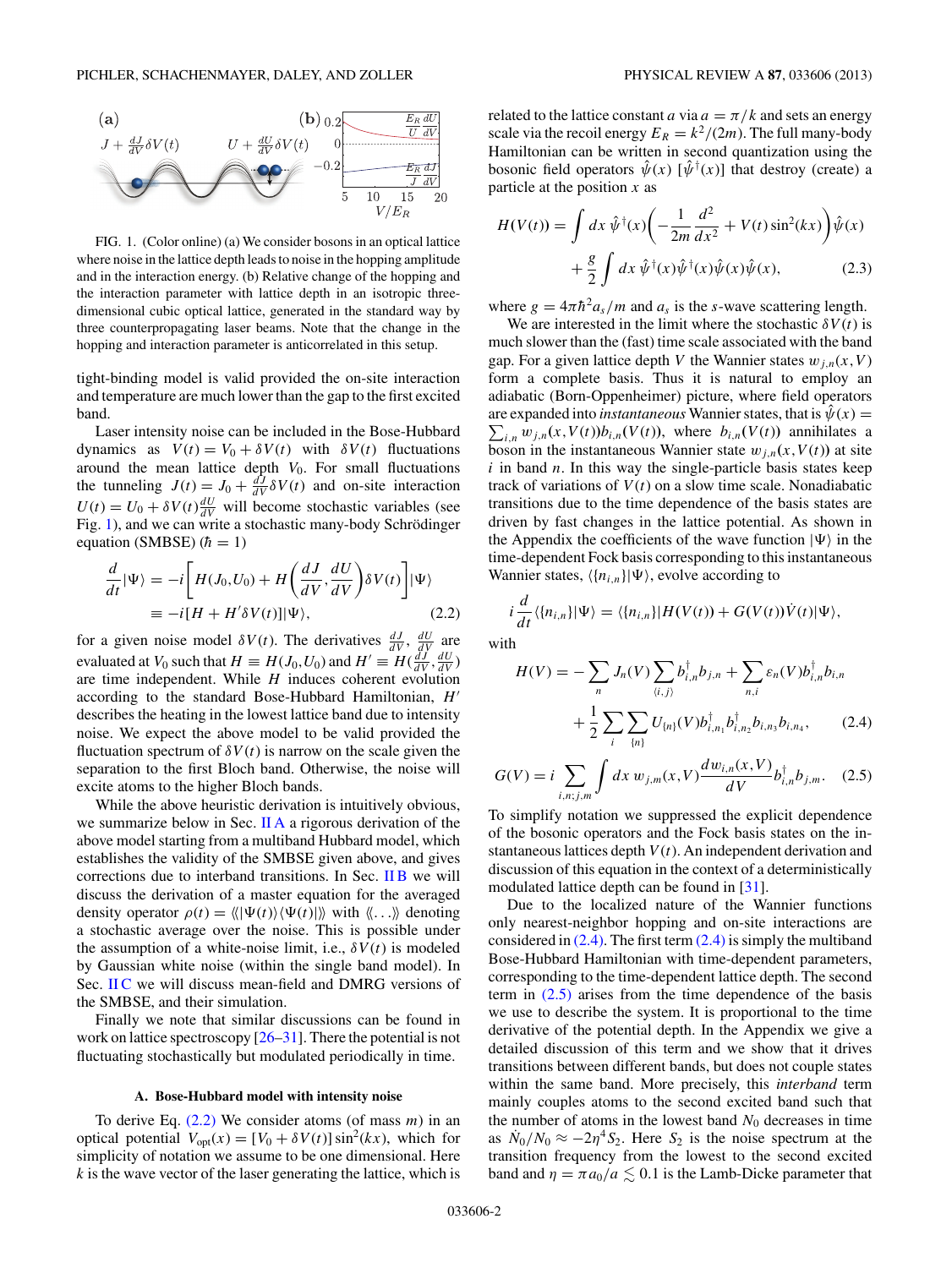FIG. 1. (Color online) (a) We consider bosons in an optical lattice where noise in the lattice depth leads to noise in the hopping amplitude and in the interaction energy. (b) Relative change of the hopping and the interaction parameter with lattice depth in an isotropic three-dimensional cubic optical lattice, generated in the standard way by three counterpropagating laser beams. Note that the change in the hopping and interaction parameter is anticorrelated in this setup.

tight-binding model is valid provided the on-site interaction and temperature are much lower than the gap to the first excited band.

Laser intensity noise can be included in the Bose-Hubbard dynamics as $V(t) = V_0 + \delta V(t)$ with $\delta V(t)$ fluctuations around the mean lattice depth $V_0$. For small fluctuations the tunneling $J(t) = J_0 + \frac{dJ}{dV}\delta V(t)$ and on-site interaction $U(t) = U_0 + \delta V(t)\frac{dU}{dV}$ will become stochastic variables (see Fig. 1), and we can write a stochastic many-body Schrödinger equation (SMBSE) ($\hbar = 1$)

$$\frac{d}{dt}|\Psi\rangle = -i\left[H(J_0,U_0) + H\left(\frac{dJ}{dV},\frac{dU}{dV}\right)\delta V(t)\right]|\Psi\rangle$$
$$\equiv -i[H + H'\delta V(t)]|\Psi\rangle, \tag{2.2}$$

for a given noise model $\delta V(t)$. The derivatives $\frac{dJ}{dV}$, $\frac{dU}{dV}$ are evaluated at $V_0$ such that $H \equiv H(J_0,U_0)$ and $H' \equiv H(\frac{dJ}{dV},\frac{dU}{dV})$ are time independent. While $H$ induces coherent evolution according to the standard Bose-Hubbard Hamiltonian, $H'$ describes the heating in the lowest lattice band due to intensity noise. We expect the above model to be valid provided the fluctuation spectrum of $\delta V(t)$ is narrow on the scale given the separation to the first Bloch band. Otherwise, the noise will excite atoms to the higher Bloch bands.

While the above heuristic derivation is intuitively obvious, we summarize below in Sec. II A a rigorous derivation of the above model starting from a multiband Hubbard model, which establishes the validity of the SMBSE given above, and gives corrections due to interband transitions. In Sec. II B we will discuss the derivation of a master equation for the averaged density operator $\rho(t) = \langle\langle|\Psi(t)\rangle\langle\Psi(t)|\rangle\rangle$ with $\langle\langle\ldots\rangle\rangle$ denoting a stochastic average over the noise. This is possible under the assumption of a white-noise limit, i.e., $\delta V(t)$ is modeled by Gaussian white noise (within the single band model). In Sec. II C we will discuss mean-field and DMRG versions of the SMBSE, and their simulation.

Finally we note that similar discussions can be found in work on lattice spectroscopy [26–31]. There the potential is not fluctuating stochastically but modulated periodically in time.

### A. Bose-Hubbard model with intensity noise

To derive Eq. (2.2) We consider atoms (of mass $m$) in an optical potential $V_{\rm opt}(x) = [V_0 + \delta V(t)]\sin^2(kx)$, which for simplicity of notation we assume to be one dimensional. Here $k$ is the wave vector of the laser generating the lattice, which is related to the lattice constant $a$ via $a = \pi/k$ and sets an energy scale via the recoil energy $E_R = k^2/(2m)$. The full many-body Hamiltonian can be written in second quantization using the bosonic field operators $\hat{\psi}(x)$ [$\hat{\psi}^\dagger(x)$] that destroy (create) a particle at the position $x$ as

$$H(V(t)) = \int dx\, \hat{\psi}^\dagger(x)\left(-\frac{1}{2m}\frac{d^2}{dx^2} + V(t)\sin^2(kx)\right)\hat{\psi}(x)$$
$$+ \frac{g}{2}\int dx\, \hat{\psi}^\dagger(x)\hat{\psi}^\dagger(x)\hat{\psi}(x)\hat{\psi}(x), \tag{2.3}$$

where $g = 4\pi\hbar^2 a_s/m$ and $a_s$ is the $s$-wave scattering length.

We are interested in the limit where the stochastic $\delta V(t)$ is much slower than the (fast) time scale associated with the band gap. For a given lattice depth $V$ the Wannier states $w_{j,n}(x,V)$ form a complete basis. Thus it is natural to employ an adiabatic (Born-Oppenheimer) picture, where field operators are expanded into *instantaneous* Wannier states, that is $\hat{\psi}(x) = \sum_{i,n} w_{j,n}(x,V(t))b_{i,n}(V(t))$, where $b_{i,n}(V(t))$ annihilates a boson in the instantaneous Wannier state $w_{j,n}(x,V(t))$ at site $i$ in band $n$. In this way the single-particle basis states keep track of variations of $V(t)$ on a slow time scale. Nonadiabatic transitions due to the time dependence of the basis states are driven by fast changes in the lattice potential. As shown in the Appendix the coefficients of the wave function $|\Psi\rangle$ in the time-dependent Fock basis corresponding to this instantaneous Wannier states, $\langle\{n_{i,n}\}|\Psi\rangle$, evolve according to

$$i\frac{d}{dt}\langle\{n_{i,n}\}|\Psi\rangle = \langle\{n_{i,n}\}|H(V(t)) + G(V(t))\dot{V}(t)|\Psi\rangle,$$

with

$$H(V) = -\sum_n J_n(V)\sum_{\langle i,j\rangle} b^\dagger_{i,n}b_{j,n} + \sum_{n,i}\varepsilon_n(V)b^\dagger_{i,n}b_{i,n}$$
$$+ \frac{1}{2}\sum_i\sum_{\{n\}} U_{\{n\}}(V)b^\dagger_{i,n_1}b^\dagger_{i,n_2}b_{i,n_3}b_{i,n_4}, \tag{2.4}$$

$$G(V) = i\sum_{i,n;j,m}\int dx\, w_{j,m}(x,V)\frac{dw_{i,n}(x,V)}{dV}b^\dagger_{i,n}b_{j,m}. \tag{2.5}$$

To simplify notation we suppressed the explicit dependence of the bosonic operators and the Fock basis states on the instantaneous lattices depth $V(t)$. An independent derivation and discussion of this equation in the context of a deterministically modulated lattice depth can be found in [31].

Due to the localized nature of the Wannier functions only nearest-neighbor hopping and on-site interactions are considered in (2.4). The first term (2.4) is simply the multiband Bose-Hubbard Hamiltonian with time-dependent parameters, corresponding to the time-dependent lattice depth. The second term in (2.5) arises from the time dependence of the basis we use to describe the system. It is proportional to the time derivative of the potential depth. In the Appendix we give a detailed discussion of this term and we show that it drives transitions between different bands, but does not couple states within the same band. More precisely, this *interband* term mainly couples atoms to the second excited band such that the number of atoms in the lowest band $N_0$ decreases in time as $\dot{N}_0/N_0 \approx -2\eta^4 S_2$. Here $S_2$ is the noise spectrum at the transition frequency from the lowest to the second excited band and $\eta = \pi a_0/a \lesssim 0.1$ is the Lamb-Dicke parameter that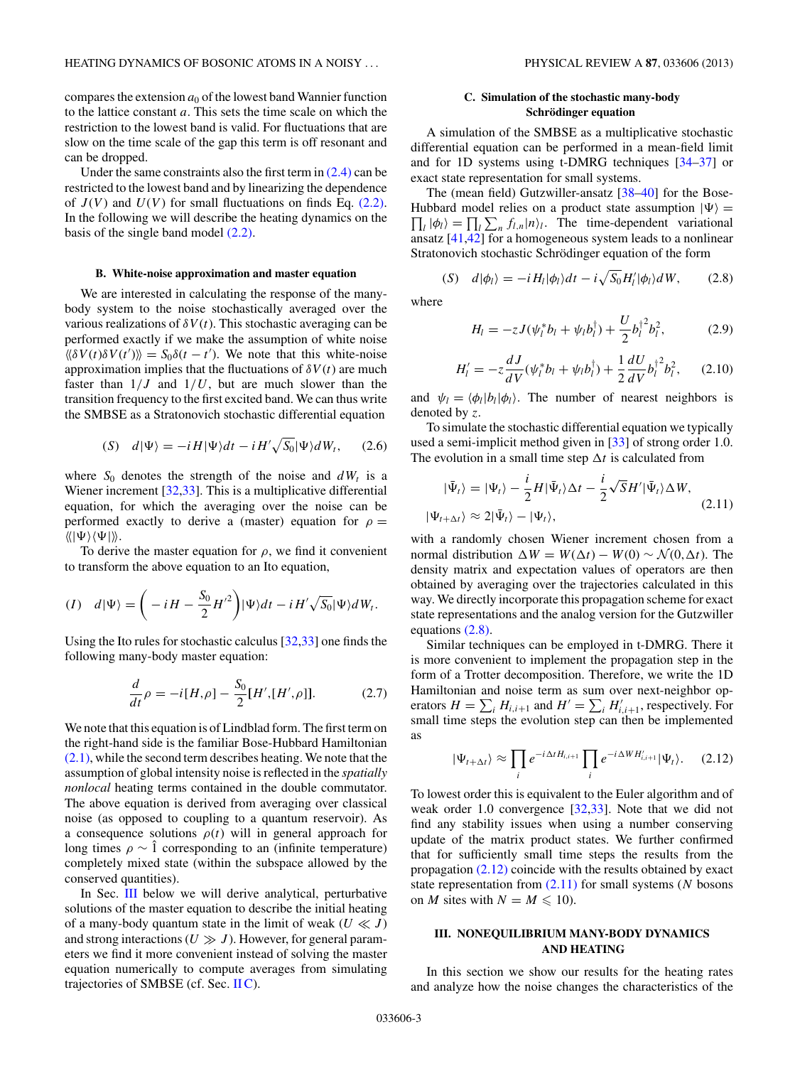compares the extension $a_0$ of the lowest band Wannier function to the lattice constant $a$. This sets the time scale on which the restriction to the lowest band is valid. For fluctuations that are slow on the time scale of the gap this term is off resonant and can be dropped.

Under the same constraints also the first term in (2.4) can be restricted to the lowest band and by linearizing the dependence of $J(V)$ and $U(V)$ for small fluctuations on finds Eq. (2.2). In the following we will describe the heating dynamics on the basis of the single band model (2.2).

### B. White-noise approximation and master equation

We are interested in calculating the response of the many-body system to the noise stochastically averaged over the various realizations of $\delta V(t)$. This stochastic averaging can be performed exactly if we make the assumption of white noise $\langle\langle \delta V(t)\delta V(t')\rangle\rangle = S_0\delta(t-t')$. We note that this white-noise approximation implies that the fluctuations of $\delta V(t)$ are much faster than $1/J$ and $1/U$, but are much slower than the transition frequency to the first excited band. We can thus write the SMBSE as a Stratonovich stochastic differential equation

$$(S) \quad d|\Psi\rangle = -iH|\Psi\rangle dt - iH'\sqrt{S_0}|\Psi\rangle dW_t, \tag{2.6}$$

where $S_0$ denotes the strength of the noise and $dW_t$ is a Wiener increment [32,33]. This is a multiplicative differential equation, for which the averaging over the noise can be performed exactly to derive a (master) equation for $\rho = \langle\langle |\Psi\rangle\langle\Psi|\rangle\rangle$.

To derive the master equation for $\rho$, we find it convenient to transform the above equation to an Ito equation,

$$(I) \quad d|\Psi\rangle = \left(-iH - \frac{S_0}{2}H'^2\right)|\Psi\rangle dt - iH'\sqrt{S_0}|\Psi\rangle dW_t.$$

Using the Ito rules for stochastic calculus [32,33] one finds the following many-body master equation:

$$\frac{d}{dt}\rho = -i[H,\rho] - \frac{S_0}{2}[H',[H',\rho]]. \tag{2.7}$$

We note that this equation is of Lindblad form. The first term on the right-hand side is the familiar Bose-Hubbard Hamiltonian (2.1), while the second term describes heating. We note that the assumption of global intensity noise is reflected in the *spatially nonlocal* heating terms contained in the double commutator. The above equation is derived from averaging over classical noise (as opposed to coupling to a quantum reservoir). As a consequence solutions $\rho(t)$ will in general approach for long times $\rho \sim \hat{1}$ corresponding to an (infinite temperature) completely mixed state (within the subspace allowed by the conserved quantities).

In Sec. III below we will derive analytical, perturbative solutions of the master equation to describe the initial heating of a many-body quantum state in the limit of weak ($U \ll J$) and strong interactions ($U \gg J$). However, for general parameters we find it more convenient instead of solving the master equation numerically to compute averages from simulating trajectories of SMBSE (cf. Sec. II C).

### C. Simulation of the stochastic many-body Schrödinger equation

A simulation of the SMBSE as a multiplicative stochastic differential equation can be performed in a mean-field limit and for 1D systems using t-DMRG techniques [34–37] or exact state representation for small systems.

The (mean field) Gutzwiller-ansatz [38–40] for the Bose-Hubbard model relies on a product state assumption $|\Psi\rangle = \prod_l |\phi_l\rangle = \prod_l \sum_n f_{l,n}|n\rangle_l$. The time-dependent variational ansatz [41,42] for a homogeneous system leads to a nonlinear Stratonovich stochastic Schrödinger equation of the form

$$(S) \quad d|\phi_l\rangle = -iH_l|\phi_l\rangle dt - i\sqrt{S_0}H_l'|\phi_l\rangle dW, \tag{2.8}$$

where

$$H_l = -zJ(\psi_l^* b_l + \psi_l b_l^\dagger) + \frac{U}{2}b_l^{\dagger 2}b_l^2, \tag{2.9}$$

$$H_l' = -z\frac{dJ}{dV}(\psi_l^* b_l + \psi_l b_l^\dagger) + \frac{1}{2}\frac{dU}{dV}b_l^{\dagger 2}b_l^2, \tag{2.10}$$

and $\psi_l = \langle\phi_l|b_l|\phi_l\rangle$. The number of nearest neighbors is denoted by $z$.

To simulate the stochastic differential equation we typically used a semi-implicit method given in [33] of strong order 1.0. The evolution in a small time step $\Delta t$ is calculated from

$$\begin{aligned} |\bar{\Psi}_t\rangle &= |\Psi_t\rangle - \frac{i}{2}H|\bar{\Psi}_t\rangle\Delta t - \frac{i}{2}\sqrt{S}H'|\bar{\Psi}_t\rangle\Delta W, \\ |\Psi_{t+\Delta t}\rangle &\approx 2|\bar{\Psi}_t\rangle - |\Psi_t\rangle, \end{aligned} \tag{2.11}$$

with a randomly chosen Wiener increment chosen from a normal distribution $\Delta W = W(\Delta t) - W(0) \sim \mathcal{N}(0,\Delta t)$. The density matrix and expectation values of operators are then obtained by averaging over the trajectories calculated in this way. We directly incorporate this propagation scheme for exact state representations and the analog version for the Gutzwiller equations (2.8).

Similar techniques can be employed in t-DMRG. There it is more convenient to implement the propagation step in the form of a Trotter decomposition. Therefore, we write the 1D Hamiltonian and noise term as sum over next-neighbor operators $H = \sum_i H_{i,i+1}$ and $H' = \sum_i H'_{i,i+1}$, respectively. For small time steps the evolution step can then be implemented as

$$|\Psi_{t+\Delta t}\rangle \approx \prod_i e^{-i\Delta t H_{i,i+1}} \prod_i e^{-i\Delta W H'_{i,i+1}}|\Psi_t\rangle. \tag{2.12}$$

To lowest order this is equivalent to the Euler algorithm and of weak order 1.0 convergence [32,33]. Note that we did not find any stability issues when using a number conserving update of the matrix product states. We further confirmed that for sufficiently small time steps the results from the propagation (2.12) coincide with the results obtained by exact state representation from (2.11) for small systems ($N$ bosons on $M$ sites with $N = M \leqslant 10$).

## III. NONEQUILIBRIUM MANY-BODY DYNAMICS AND HEATING

In this section we show our results for the heating rates and analyze how the noise changes the characteristics of the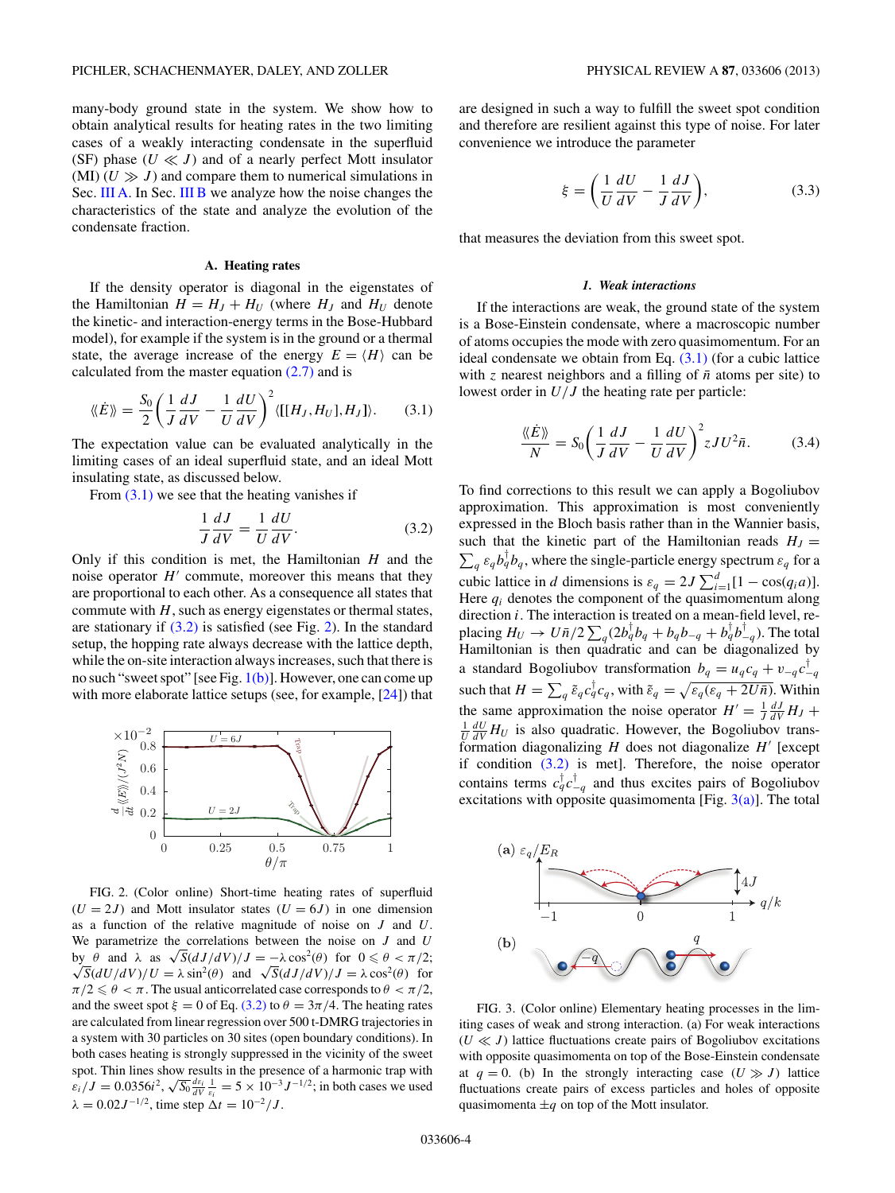many-body ground state in the system. We show how to obtain analytical results for heating rates in the two limiting cases of a weakly interacting condensate in the superfluid (SF) phase ($U \ll J$) and of a nearly perfect Mott insulator (MI) ($U \gg J$) and compare them to numerical simulations in Sec. III A. In Sec. III B we analyze how the noise changes the characteristics of the state and analyze the evolution of the condensate fraction.

### A. Heating rates

If the density operator is diagonal in the eigenstates of the Hamiltonian $H = H_J + H_U$ (where $H_J$ and $H_U$ denote the kinetic- and interaction-energy terms in the Bose-Hubbard model), for example if the system is in the ground or a thermal state, the average increase of the energy $E = \langle H \rangle$ can be calculated from the master equation (2.7) and is

$$\langle\!\langle \dot{E} \rangle\!\rangle = \frac{S_0}{2}\left(\frac{1}{J}\frac{dJ}{dV} - \frac{1}{U}\frac{dU}{dV}\right)^2 \langle [[H_J, H_U], H_J] \rangle. \tag{3.1}$$

The expectation value can be evaluated analytically in the limiting cases of an ideal superfluid state, and an ideal Mott insulating state, as discussed below.

From (3.1) we see that the heating vanishes if

$$\frac{1}{J}\frac{dJ}{dV} = \frac{1}{U}\frac{dU}{dV}. \tag{3.2}$$

Only if this condition is met, the Hamiltonian $H$ and the noise operator $H'$ commute, moreover this means that they are proportional to each other. As a consequence all states that commute with $H$, such as energy eigenstates or thermal states, are stationary if (3.2) is satisfied (see Fig. 2). In the standard setup, the hopping rate always decrease with the lattice depth, while the on-site interaction always increases, such that there is no such "sweet spot" [see Fig. 1(b)]. However, one can come up with more elaborate lattice setups (see, for example, [24]) that

FIG. 2. (Color online) Short-time heating rates of superfluid ($U = 2J$) and Mott insulator states ($U = 6J$) in one dimension as a function of the relative magnitude of noise on $J$ and $U$. We parametrize the correlations between the noise on $J$ and $U$ by $\theta$ and $\lambda$ as $\sqrt{S}(dJ/dV)/J = -\lambda\cos^2(\theta)$ for $0 \leqslant \theta < \pi/2$; $\sqrt{S}(dU/dV)/U = \lambda \sin^2(\theta)$ and $\sqrt{S}(dJ/dV)/J = \lambda\cos^2(\theta)$ for $\pi/2 \leqslant \theta < \pi$. The usual anticorrelated case corresponds to $\theta < \pi/2$, and the sweet spot $\xi = 0$ of Eq. (3.2) to $\theta = 3\pi/4$. The heating rates are calculated from linear regression over 500 t-DMRG trajectories in a system with 30 particles on 30 sites (open boundary conditions). In both cases heating is strongly suppressed in the vicinity of the sweet spot. Thin lines show results in the presence of a harmonic trap with $\varepsilon_i/J = 0.0356 i^2$, $\sqrt{S_0}\frac{d\varepsilon_i}{dV}\frac{1}{\varepsilon_i} = 5 \times 10^{-3} J^{-1/2}$; in both cases we used $\lambda = 0.02 J^{-1/2}$, time step $\Delta t = 10^{-2}/J$.

are designed in such a way to fulfill the sweet spot condition and therefore are resilient against this type of noise. For later convenience we introduce the parameter

$$\xi = \left(\frac{1}{U}\frac{dU}{dV} - \frac{1}{J}\frac{dJ}{dV}\right), \tag{3.3}$$

that measures the deviation from this sweet spot.

#### *1. Weak interactions*

If the interactions are weak, the ground state of the system is a Bose-Einstein condensate, where a macroscopic number of atoms occupies the mode with zero quasimomentum. For an ideal condensate we obtain from Eq. (3.1) (for a cubic lattice with $z$ nearest neighbors and a filling of $\bar{n}$ atoms per site) to lowest order in $U/J$ the heating rate per particle:

$$\frac{\langle\!\langle \dot{E} \rangle\!\rangle}{N} = S_0\left(\frac{1}{J}\frac{dJ}{dV} - \frac{1}{U}\frac{dU}{dV}\right)^2 zJU^2\bar{n}. \tag{3.4}$$

To find corrections to this result we can apply a Bogoliubov approximation. This approximation is most conveniently expressed in the Bloch basis rather than in the Wannier basis, such that the kinetic part of the Hamiltonian reads $H_J = \sum_q \varepsilon_q b_q^\dagger b_q$, where the single-particle energy spectrum $\varepsilon_q$ for a cubic lattice in $d$ dimensions is $\varepsilon_q = 2J\sum_{i=1}^{d}[1 - \cos(q_i a)]$. Here $q_i$ denotes the component of the quasimomentum along direction $i$. The interaction is treated on a mean-field level, replacing $H_U \to U\bar{n}/2\sum_q(2b_q^\dagger b_q + b_q b_{-q} + b_q^\dagger b_{-q}^\dagger)$. The total Hamiltonian is then quadratic and can be diagonalized by a standard Bogoliubov transformation $b_q = u_q c_q + v_{-q} c_{-q}^\dagger$ such that $H = \sum_q \tilde{\varepsilon}_q c_q^\dagger c_q$, with $\tilde{\varepsilon}_q = \sqrt{\varepsilon_q(\varepsilon_q + 2U\bar{n})}$. Within the same approximation the noise operator $H' = \frac{1}{J}\frac{dJ}{dV}H_J + \frac{1}{U}\frac{dU}{dV}H_U$ is also quadratic. However, the Bogoliubov transformation diagonalizing $H$ does not diagonalize $H'$ [except if condition (3.2) is met]. Therefore, the noise operator contains terms $c_q^\dagger c_{-q}^\dagger$ and thus excites pairs of Bogoliubov excitations with opposite quasimomenta [Fig. 3(a)]. The total

FIG. 3. (Color online) Elementary heating processes in the limiting cases of weak and strong interaction. (a) For weak interactions ($U \ll J$) lattice fluctuations create pairs of Bogoliubov excitations with opposite quasimomenta on top of the Bose-Einstein condensate at $q = 0$. (b) In the strongly interacting case ($U \gg J$) lattice fluctuations create pairs of excess particles and holes of opposite quasimomenta $\pm q$ on top of the Mott insulator.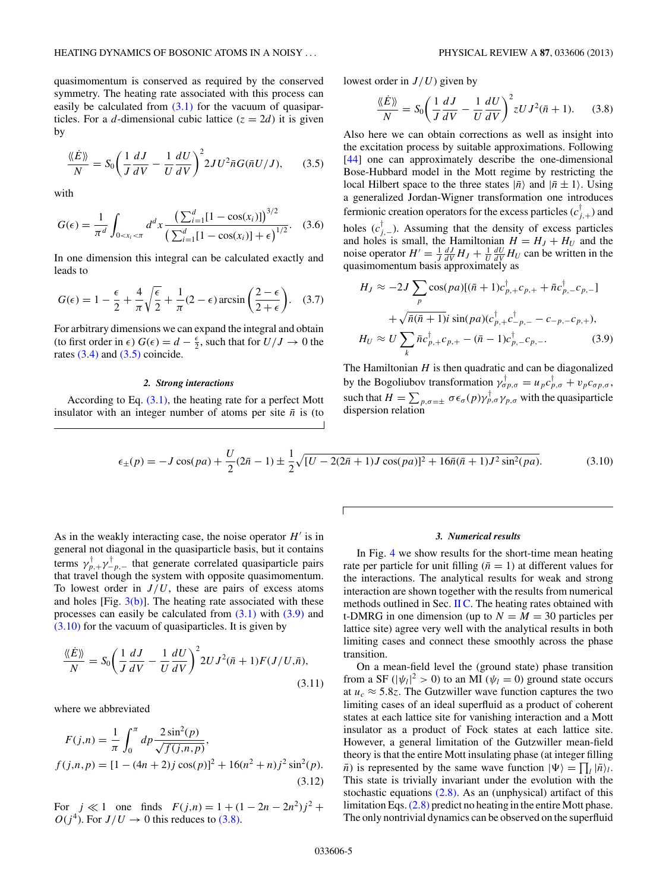quasimomentum is conserved as required by the conserved symmetry. The heating rate associated with this process can easily be calculated from (3.1) for the vacuum of quasiparticles. For a $d$-dimensional cubic lattice ($z = 2d$) it is given by

$$\frac{\langle\langle \dot{E} \rangle\rangle}{N} = S_0 \left( \frac{1}{J}\frac{dJ}{dV} - \frac{1}{U}\frac{dU}{dV} \right)^2 2JU^2 \bar{n} G(\bar{n}U/J), \quad (3.5)$$

with

$$G(\epsilon) = \frac{1}{\pi^d} \int_{0<x_i<\pi} d^d x \frac{\left(\sum_{i=1}^d [1-\cos(x_i)]\right)^{3/2}}{\left(\sum_{i=1}^d [1-\cos(x_i)] + \epsilon\right)^{1/2}}. \quad (3.6)$$

In one dimension this integral can be calculated exactly and leads to

$$G(\epsilon) = 1 - \frac{\epsilon}{2} + \frac{4}{\pi}\sqrt{\frac{\epsilon}{2}} + \frac{1}{\pi}(2-\epsilon)\arcsin\left(\frac{2-\epsilon}{2+\epsilon}\right). \quad (3.7)$$

For arbitrary dimensions we can expand the integral and obtain (to first order in $\epsilon$) $G(\epsilon) = d - \frac{\epsilon}{2}$, such that for $U/J \to 0$ the rates (3.4) and (3.5) coincide.

#### 2. Strong interactions

According to Eq. (3.1), the heating rate for a perfect Mott insulator with an integer number of atoms per site $\bar{n}$ is (to lowest order in $J/U$) given by

$$\frac{\langle\langle \dot{E} \rangle\rangle}{N} = S_0 \left( \frac{1}{J}\frac{dJ}{dV} - \frac{1}{U}\frac{dU}{dV} \right)^2 zUJ^2(\bar{n}+1). \quad (3.8)$$

Also here we can obtain corrections as well as insight into the excitation process by suitable approximations. Following [44] one can approximately describe the one-dimensional Bose-Hubbard model in the Mott regime by restricting the local Hilbert space to the three states $|\bar{n}\rangle$ and $|\bar{n} \pm 1\rangle$. Using a generalized Jordan-Wigner transformation one introduces fermionic creation operators for the excess particles ($c^\dagger_{j,+}$) and holes ($c^\dagger_{j,-}$). Assuming that the density of excess particles and holes is small, the Hamiltonian $H = H_J + H_U$ and the noise operator $H' = \frac{1}{J}\frac{dJ}{dV}H_J + \frac{1}{U}\frac{dU}{dV}H_U$ can be written in the quasimomentum basis approximately as

$$\begin{aligned} H_J &\approx -2J\sum_p \cos(pa)[(\bar{n}+1)c^\dagger_{p,+}c_{p,+} + \bar{n}c^\dagger_{p,-}c_{p,-}] \\ &\quad + \sqrt{\bar{n}(\bar{n}+1)}\, i\sin(pa)(c^\dagger_{p,+}c^\dagger_{-p,-} - c_{-p,-}c_{p,+}), \\ H_U &\approx U\sum_k \bar{n}c^\dagger_{p,+}c_{p,+} - (\bar{n}-1)c^\dagger_{p,-}c_{p,-}. \end{aligned} \quad (3.9)$$

The Hamiltonian $H$ is then quadratic and can be diagonalized by the Bogoliubov transformation $\gamma^\dagger_{\sigma p,\sigma} = u_p c^\dagger_{p,\sigma} + v_p c_{\sigma p,\sigma}$, such that $H = \sum_{p,\sigma=\pm} \sigma\epsilon_\sigma(p)\gamma^\dagger_{p,\sigma}\gamma_{p,\sigma}$ with the quasiparticle dispersion relation

$$\epsilon_\pm(p) = -J\cos(pa) + \frac{U}{2}(2\bar{n}-1) \pm \frac{1}{2}\sqrt{[U - 2(2\bar{n}+1)J\cos(pa)]^2 + 16\bar{n}(\bar{n}+1)J^2\sin^2(pa)}. \quad (3.10)$$

As in the weakly interacting case, the noise operator $H'$ is in general not diagonal in the quasiparticle basis, but it contains terms $\gamma^\dagger_{p,+}\gamma^\dagger_{-p,-}$ that generate correlated quasiparticle pairs that travel though the system with opposite quasimomentum. To lowest order in $J/U$, these are pairs of excess atoms and holes [Fig. 3(b)]. The heating rate associated with these processes can easily be calculated from (3.1) with (3.9) and (3.10) for the vacuum of quasiparticles. It is given by

$$\frac{\langle\langle \dot{E} \rangle\rangle}{N} = S_0 \left( \frac{1}{J}\frac{dJ}{dV} - \frac{1}{U}\frac{dU}{dV} \right)^2 2UJ^2(\bar{n}+1)F(J/U,\bar{n}), \quad (3.11)$$

where we abbreviated

$$\begin{aligned} F(j,n) &= \frac{1}{\pi}\int_0^\pi dp \frac{2\sin^2(p)}{\sqrt{f(j,n,p)}}, \\ f(j,n,p) &= [1 - (4n+2)j\cos(p)]^2 + 16(n^2+n)j^2\sin^2(p). \end{aligned} \quad (3.12)$$

For $j \ll 1$ one finds $F(j,n) = 1 + (1 - 2n - 2n^2)j^2 + O(j^4)$. For $J/U \to 0$ this reduces to (3.8).

#### 3. Numerical results

In Fig. 4 we show results for the short-time mean heating rate per particle for unit filling ($\bar{n} = 1$) at different values for the interactions. The analytical results for weak and strong interaction are shown together with the results from numerical methods outlined in Sec. II C. The heating rates obtained with t-DMRG in one dimension (up to $N = M = 30$ particles per lattice site) agree very well with the analytical results in both limiting cases and connect these smoothly across the phase transition.

On a mean-field level the (ground state) phase transition from a SF ($|\psi_l|^2 > 0$) to an MI ($\psi_l = 0$) ground state occurs at $u_c \approx 5.8z$. The Gutzwiller wave function captures the two limiting cases of an ideal superfluid as a product of coherent states at each lattice site for vanishing interaction and a Mott insulator as a product of Fock states at each lattice site. However, a general limitation of the Gutzwiller mean-field theory is that the entire Mott insulating phase (at integer filling $\bar{n}$) is represented by the same wave function $|\Psi\rangle = \prod_l |\bar{n}\rangle_l$. This state is trivially invariant under the evolution with the stochastic equations (2.8). As an (unphysical) artifact of this limitation Eqs. (2.8) predict no heating in the entire Mott phase. The only nontrivial dynamics can be observed on the superfluid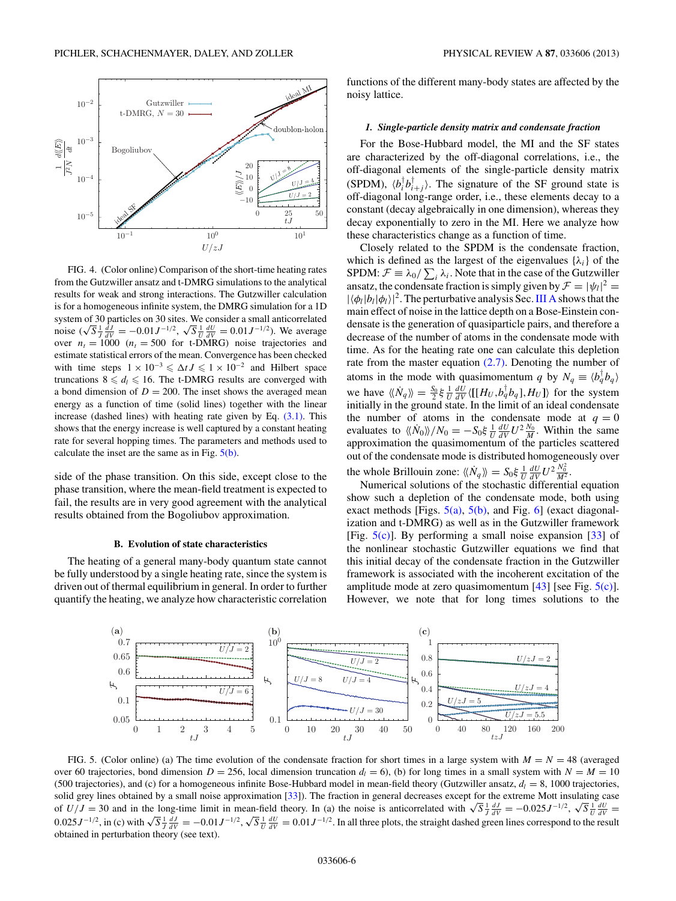FIG. 4. (Color online) Comparison of the short-time heating rates from the Gutzwiller ansatz and t-DMRG simulations to the analytical results for weak and strong interactions. The Gutzwiller calculation is for a homogeneous infinite system, the DMRG simulation for a 1D system of 30 particles on 30 sites. We consider a small anticorrelated noise ($\sqrt{S}\frac{1}{J}\frac{dJ}{dV} = -0.01J^{-1/2}$, $\sqrt{S}\frac{1}{U}\frac{dU}{dV} = 0.01J^{-1/2}$). We average over $n_t = 1000$ ($n_t = 500$ for t-DMRG) noise trajectories and estimate statistical errors of the mean. Convergence has been checked with time steps $1 \times 10^{-3} \leqslant \Delta t J \leqslant 1 \times 10^{-2}$ and Hilbert space truncations $8 \leqslant d_l \leqslant 16$. The t-DMRG results are converged with a bond dimension of $D = 200$. The inset shows the averaged mean energy as a function of time (solid lines) together with the linear increase (dashed lines) with heating rate given by Eq. (3.1). This shows that the energy increase is well captured by a constant heating rate for several hopping times. The parameters and methods used to calculate the inset are the same as in Fig. 5(b).

side of the phase transition. On this side, except close to the phase transition, where the mean-field treatment is expected to fail, the results are in very good agreement with the analytical results obtained from the Bogoliubov approximation.

## B. Evolution of state characteristics

The heating of a general many-body quantum state cannot be fully understood by a single heating rate, since the system is driven out of thermal equilibrium in general. In order to further quantify the heating, we analyze how characteristic correlation functions of the different many-body states are affected by the noisy lattice.

### 1. Single-particle density matrix and condensate fraction

For the Bose-Hubbard model, the MI and the SF states are characterized by the off-diagonal correlations, i.e., the off-diagonal elements of the single-particle density matrix (SPDM), $\langle b_i^\dagger b_{i+j}^\dagger \rangle$. The signature of the SF ground state is off-diagonal long-range order, i.e., these elements decay to a constant (decay algebraically in one dimension), whereas they decay exponentially to zero in the MI. Here we analyze how these characteristics change as a function of time.

Closely related to the SPDM is the condensate fraction, which is defined as the largest of the eigenvalues $\{\lambda_i\}$ of the SPDM: $\mathcal{F} \equiv \lambda_0 / \sum_i \lambda_i$. Note that in the case of the Gutzwiller ansatz, the condensate fraction is simply given by $\mathcal{F} = |\psi_l|^2 = |\langle \phi_l | b_l | \phi_l \rangle|^2$. The perturbative analysis Sec. III A shows that the main effect of noise in the lattice depth on a Bose-Einstein condensate is the generation of quasiparticle pairs, and therefore a decrease of the number of atoms in the condensate mode with time. As for the heating rate one can calculate this depletion rate from the master equation (2.7). Denoting the number of atoms in the mode with quasimomentum $q$ by $N_q \equiv \langle b_q^\dagger b_q \rangle$ we have $\langle\langle \dot{N}_q \rangle\rangle = \frac{S_0}{2} \xi \frac{1}{U}\frac{dU}{dV} \langle [[H_U, b_q^\dagger b_q], H_U] \rangle$ for the system initially in the ground state. In the limit of an ideal condensate the number of atoms in the condensate mode at $q = 0$ evaluates to $\langle\langle \dot{N}_0 \rangle\rangle / N_0 = -S_0 \xi \frac{1}{U}\frac{dU}{dV} U^2 \frac{N_0}{M}$. Within the same approximation the quasimomentum of the particles scattered out of the condensate mode is distributed homogeneously over the whole Brillouin zone: $\langle\langle \dot{N}_q \rangle\rangle = S_0 \xi \frac{1}{U}\frac{dU}{dV} U^2 \frac{N_0^2}{M^2}$.

Numerical solutions of the stochastic differential equation show such a depletion of the condensate mode, both using exact methods [Figs. 5(a), 5(b), and Fig. 6] (exact diagonalization and t-DMRG) as well as in the Gutzwiller framework [Fig. 5(c)]. By performing a small noise expansion [33] of the nonlinear stochastic Gutzwiller equations we find that this initial decay of the condensate fraction in the Gutzwiller framework is associated with the incoherent excitation of the amplitude mode at zero quasimomentum [43] [see Fig. 5(c)]. However, we note that for long times solutions to the

FIG. 5. (Color online) (a) The time evolution of the condensate fraction for short times in a large system with $M = N = 48$ (averaged over 60 trajectories, bond dimension $D = 256$, local dimension truncation $d_l = 6$), (b) for long times in a small system with $N = M = 10$ (500 trajectories), and (c) for a homogeneous infinite Bose-Hubbard model in mean-field theory (Gutzwiller ansatz, $d_l = 8$, 1000 trajectories, solid grey lines obtained by a small noise approximation [33]). The fraction in general decreases except for the extreme Mott insulating case of $U/J = 30$ and in the long-time limit in mean-field theory. In (a) the noise is anticorrelated with $\sqrt{S}\frac{1}{J}\frac{dJ}{dV} = -0.025J^{-1/2}$, $\sqrt{S}\frac{1}{U}\frac{dU}{dV} = 0.025J^{-1/2}$, in (c) with $\sqrt{S}\frac{1}{J}\frac{dJ}{dV} = -0.01J^{-1/2}$, $\sqrt{S}\frac{1}{U}\frac{dU}{dV} = 0.01J^{-1/2}$. In all three plots, the straight dashed green lines correspond to the result obtained in perturbation theory (see text).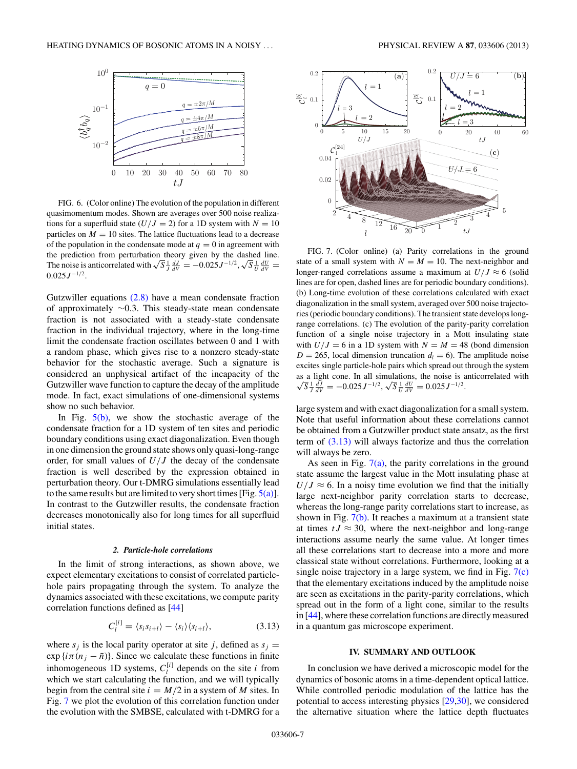FIG. 6. (Color online) The evolution of the population in different quasimomentum modes. Shown are averages over 500 noise realizations for a superfluid state ($U/J = 2$) for a 1D system with $N = 10$ particles on $M = 10$ sites. The lattice fluctuations lead to a decrease of the population in the condensate mode at $q = 0$ in agreement with the prediction from perturbation theory given by the dashed line. The noise is anticorrelated with $\sqrt{S}\frac{1}{J}\frac{dJ}{dV} = -0.025J^{-1/2}$, $\sqrt{S}\frac{1}{U}\frac{dU}{dV} = 0.025J^{-1/2}$.

Gutzwiller equations (2.8) have a mean condensate fraction of approximately ∼0.3. This steady-state mean condensate fraction is not associated with a steady-state condensate fraction in the individual trajectory, where in the long-time limit the condensate fraction oscillates between 0 and 1 with a random phase, which gives rise to a nonzero steady-state behavior for the stochastic average. Such a signature is considered an unphysical artifact of the incapacity of the Gutzwiller wave function to capture the decay of the amplitude mode. In fact, exact simulations of one-dimensional systems show no such behavior.

In Fig. 5(b), we show the stochastic average of the condensate fraction for a 1D system of ten sites and periodic boundary conditions using exact diagonalization. Even though in one dimension the ground state shows only quasi-long-range order, for small values of $U/J$ the decay of the condensate fraction is well described by the expression obtained in perturbation theory. Our t-DMRG simulations essentially lead to the same results but are limited to very short times [Fig. 5(a)]. In contrast to the Gutzwiller results, the condensate fraction decreases monotonically also for long times for all superfluid initial states.

#### 2. Particle-hole correlations

In the limit of strong interactions, as shown above, we expect elementary excitations to consist of correlated particle-hole pairs propagating through the system. To analyze the dynamics associated with these excitations, we compute parity correlation functions defined as [44]

$$C_l^{[i]} = \langle s_i s_{i+l} \rangle - \langle s_i \rangle \langle s_{i+l} \rangle, \qquad (3.13)$$

where $s_j$ is the local parity operator at site $j$, defined as $s_j = \exp\{i\pi(n_j - \bar{n})\}$. Since we calculate these functions in finite inhomogeneous 1D systems, $C_l^{[i]}$ depends on the site $i$ from which we start calculating the function, and we will typically begin from the central site $i = M/2$ in a system of $M$ sites. In Fig. 7 we plot the evolution of this correlation function under the evolution with the SMBSE, calculated with t-DMRG for a large system and with exact diagonalization for a small system. Note that useful information about these correlations cannot be obtained from a Gutzwiller product state ansatz, as the first term of (3.13) will always factorize and thus the correlation will always be zero.

FIG. 7. (Color online) (a) Parity correlations in the ground state of a small system with $N = M = 10$. The next-neighbor and longer-ranged correlations assume a maximum at $U/J \approx 6$ (solid lines are for open, dashed lines are for periodic boundary conditions). (b) Long-time evolution of these correlations calculated with exact diagonalization in the small system, averaged over 500 noise trajectories (periodic boundary conditions). The transient state develops long-range correlations. (c) The evolution of the parity-parity correlation function of a single noise trajectory in a Mott insulating state with $U/J = 6$ in a 1D system with $N = M = 48$ (bond dimension $D = 265$, local dimension truncation $d_l = 6$). The amplitude noise excites single particle-hole pairs which spread out through the system as a light cone. In all simulations, the noise is anticorrelated with $\sqrt{S}\frac{1}{J}\frac{dJ}{dV} = -0.025J^{-1/2}$, $\sqrt{S}\frac{1}{U}\frac{dU}{dV} = 0.025J^{-1/2}$.

As seen in Fig. 7(a), the parity correlations in the ground state assume the largest value in the Mott insulating phase at $U/J \approx 6$. In a noisy time evolution we find that the initially large next-neighbor parity correlation starts to decrease, whereas the long-range parity correlations start to increase, as shown in Fig. 7(b). It reaches a maximum at a transient state at times $tJ \approx 30$, where the next-neighbor and long-range interactions assume nearly the same value. At longer times all these correlations start to decrease into a more and more classical state without correlations. Furthermore, looking at a single noise trajectory in a large system, we find in Fig. 7(c) that the elementary excitations induced by the amplitude noise are seen as excitations in the parity-parity correlations, which spread out in the form of a light cone, similar to the results in [44], where these correlation functions are directly measured in a quantum gas microscope experiment.

## IV. SUMMARY AND OUTLOOK

In conclusion we have derived a microscopic model for the dynamics of bosonic atoms in a time-dependent optical lattice. While controlled periodic modulation of the lattice has the potential to access interesting physics [29,30], we considered the alternative situation where the lattice depth fluctuates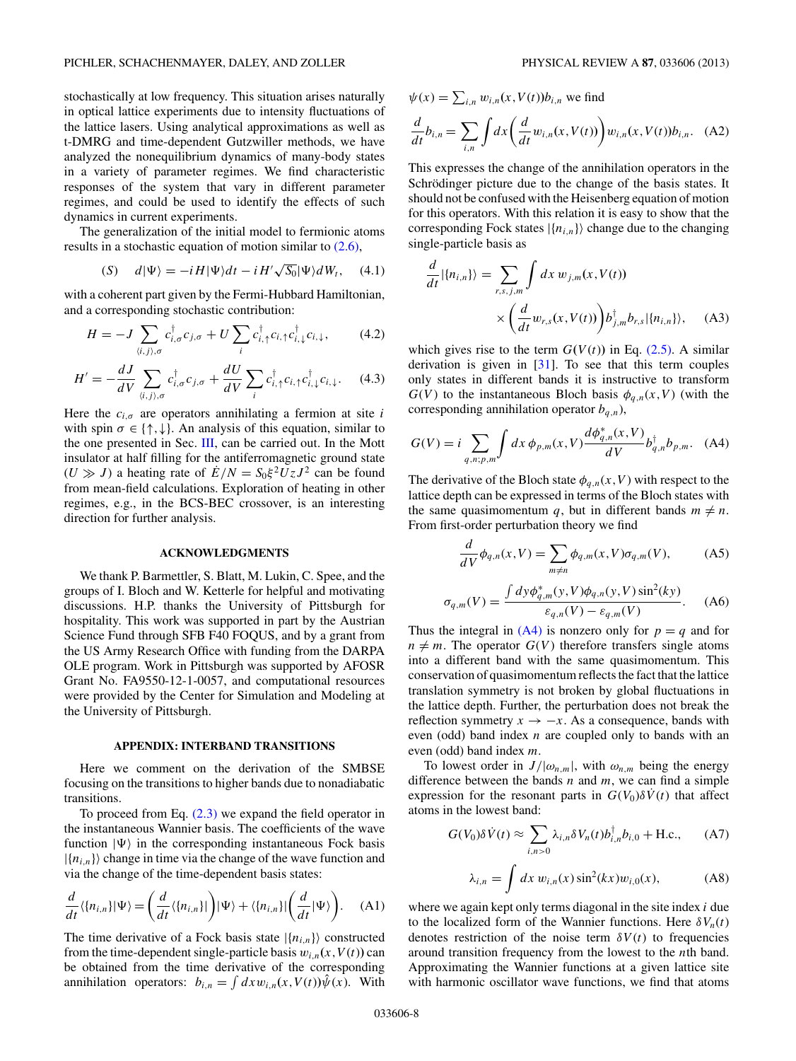stochastically at low frequency. This situation arises naturally in optical lattice experiments due to intensity fluctuations of the lattice lasers. Using analytical approximations as well as t-DMRG and time-dependent Gutzwiller methods, we have analyzed the nonequilibrium dynamics of many-body states in a variety of parameter regimes. We find characteristic responses of the system that vary in different parameter regimes, and could be used to identify the effects of such dynamics in current experiments.

The generalization of the initial model to fermionic atoms results in a stochastic equation of motion similar to (2.6),

$$(S) \quad d|\Psi\rangle = -iH|\Psi\rangle dt - iH'\sqrt{S_0}|\Psi\rangle dW_t, \tag{4.1}$$

with a coherent part given by the Fermi-Hubbard Hamiltonian, and a corresponding stochastic contribution:

$$H = -J\sum_{\langle i,j\rangle,\sigma} c_{i,\sigma}^\dagger c_{j,\sigma} + U\sum_i c_{i,\uparrow}^\dagger c_{i,\uparrow} c_{i,\downarrow}^\dagger c_{i,\downarrow}, \tag{4.2}$$

$$H' = -\frac{dJ}{dV}\sum_{\langle i,j\rangle,\sigma} c_{i,\sigma}^\dagger c_{j,\sigma} + \frac{dU}{dV}\sum_i c_{i,\uparrow}^\dagger c_{i,\uparrow} c_{i,\downarrow}^\dagger c_{i,\downarrow}. \tag{4.3}$$

Here the $c_{i,\sigma}$ are operators annihilating a fermion at site $i$ with spin $\sigma \in \{\uparrow,\downarrow\}$. An analysis of this equation, similar to the one presented in Sec. III, can be carried out. In the Mott insulator at half filling for the antiferromagnetic ground state ($U \gg J$) a heating rate of $\dot{E}/N = S_0\xi^2 UzJ^2$ can be found from mean-field calculations. Exploration of heating in other regimes, e.g., in the BCS-BEC crossover, is an interesting direction for further analysis.

## ACKNOWLEDGMENTS

We thank P. Barmettler, S. Blatt, M. Lukin, C. Spee, and the groups of I. Bloch and W. Ketterle for helpful and motivating discussions. H.P. thanks the University of Pittsburgh for hospitality. This work was supported in part by the Austrian Science Fund through SFB F40 FOQUS, and by a grant from the US Army Research Office with funding from the DARPA OLE program. Work in Pittsburgh was supported by AFOSR Grant No. FA9550-12-1-0057, and computational resources were provided by the Center for Simulation and Modeling at the University of Pittsburgh.

## APPENDIX: INTERBAND TRANSITIONS

Here we comment on the derivation of the SMBSE focusing on the transitions to higher bands due to nonadiabatic transitions.

To proceed from Eq. (2.3) we expand the field operator in the instantaneous Wannier basis. The coefficients of the wave function $|\Psi\rangle$ in the corresponding instantaneous Fock basis $|\{n_{i,n}\}\rangle$ change in time via the change of the wave function and via the change of the time-dependent basis states:

$$\frac{d}{dt}\langle\{n_{i,n}\}|\Psi\rangle = \left(\frac{d}{dt}\langle\{n_{i,n}\}|\right)|\Psi\rangle + \langle\{n_{i,n}\}|\left(\frac{d}{dt}|\Psi\rangle\right). \tag{A1}$$

The time derivative of a Fock basis state $|\{n_{i,n}\}\rangle$ constructed from the time-dependent single-particle basis $w_{i,n}(x,V(t))$ can be obtained from the time derivative of the corresponding annihilation operators: $b_{i,n} = \int dx\, w_{i,n}(x,V(t))\hat{\psi}(x)$. With $\psi(x) = \sum_{i,n} w_{i,n}(x,V(t))b_{i,n}$ we find

$$\frac{d}{dt}b_{i,n} = \sum_{i,n}\int dx\left(\frac{d}{dt}w_{i,n}(x,V(t))\right)w_{i,n}(x,V(t))b_{i,n}. \tag{A2}$$

This expresses the change of the annihilation operators in the Schrödinger picture due to the change of the basis states. It should not be confused with the Heisenberg equation of motion for this operators. With this relation it is easy to show that the corresponding Fock states $|\{n_{i,n}\}\rangle$ change due to the changing single-particle basis as

$$\frac{d}{dt}|\{n_{i,n}\}\rangle = \sum_{r,s,j,m}\int dx\, w_{j,m}(x,V(t)) \times \left(\frac{d}{dt}w_{r,s}(x,V(t))\right)b_{j,m}^\dagger b_{r,s}|\{n_{i,n}\}\rangle, \tag{A3}$$

which gives rise to the term $G(V(t))$ in Eq. (2.5). A similar derivation is given in [31]. To see that this term couples only states in different bands it is instructive to transform $G(V)$ to the instantaneous Bloch basis $\phi_{q,n}(x,V)$ (with the corresponding annihilation operator $b_{q,n}$),

$$G(V) = i\sum_{q,n;p,m}\int dx\,\phi_{p,m}(x,V)\frac{d\phi_{q,n}^*(x,V)}{dV}b_{q,n}^\dagger b_{p,m}. \tag{A4}$$

The derivative of the Bloch state $\phi_{q,n}(x,V)$ with respect to the lattice depth can be expressed in terms of the Bloch states with the same quasimomentum $q$, but in different bands $m \neq n$. From first-order perturbation theory we find

$$\frac{d}{dV}\phi_{q,n}(x,V) = \sum_{m\neq n}\phi_{q,m}(x,V)\sigma_{q,m}(V), \tag{A5}$$

$$\sigma_{q,m}(V) = \frac{\int dy\,\phi_{q,m}^*(y,V)\phi_{q,n}(y,V)\sin^2(ky)}{\varepsilon_{q,n}(V) - \varepsilon_{q,m}(V)}. \tag{A6}$$

Thus the integral in (A4) is nonzero only for $p = q$ and for $n \neq m$. The operator $G(V)$ therefore transfers single atoms into a different band with the same quasimomentum. This conservation of quasimomentum reflects the fact that the lattice translation symmetry is not broken by global fluctuations in the lattice depth. Further, the perturbation does not break the reflection symmetry $x \to -x$. As a consequence, bands with even (odd) band index $n$ are coupled only to bands with an even (odd) band index $m$.

To lowest order in $J/|\omega_{n,m}|$, with $\omega_{n,m}$ being the energy difference between the bands $n$ and $m$, we can find a simple expression for the resonant parts in $G(V_0)\delta\dot{V}(t)$ that affect atoms in the lowest band:

$$G(V_0)\delta\dot{V}(t) \approx \sum_{i,n>0}\lambda_{i,n}\delta V_n(t)b_{i,n}^\dagger b_{i,0} + \text{H.c.}, \tag{A7}$$

$$\lambda_{i,n} = \int dx\, w_{i,n}(x)\sin^2(kx)w_{i,0}(x), \tag{A8}$$

where we again kept only terms diagonal in the site index $i$ due to the localized form of the Wannier functions. Here $\delta V_n(t)$ denotes restriction of the noise term $\delta V(t)$ to frequencies around transition frequency from the lowest to the $n$th band. Approximating the Wannier functions at a given lattice site with harmonic oscillator wave functions, we find that atoms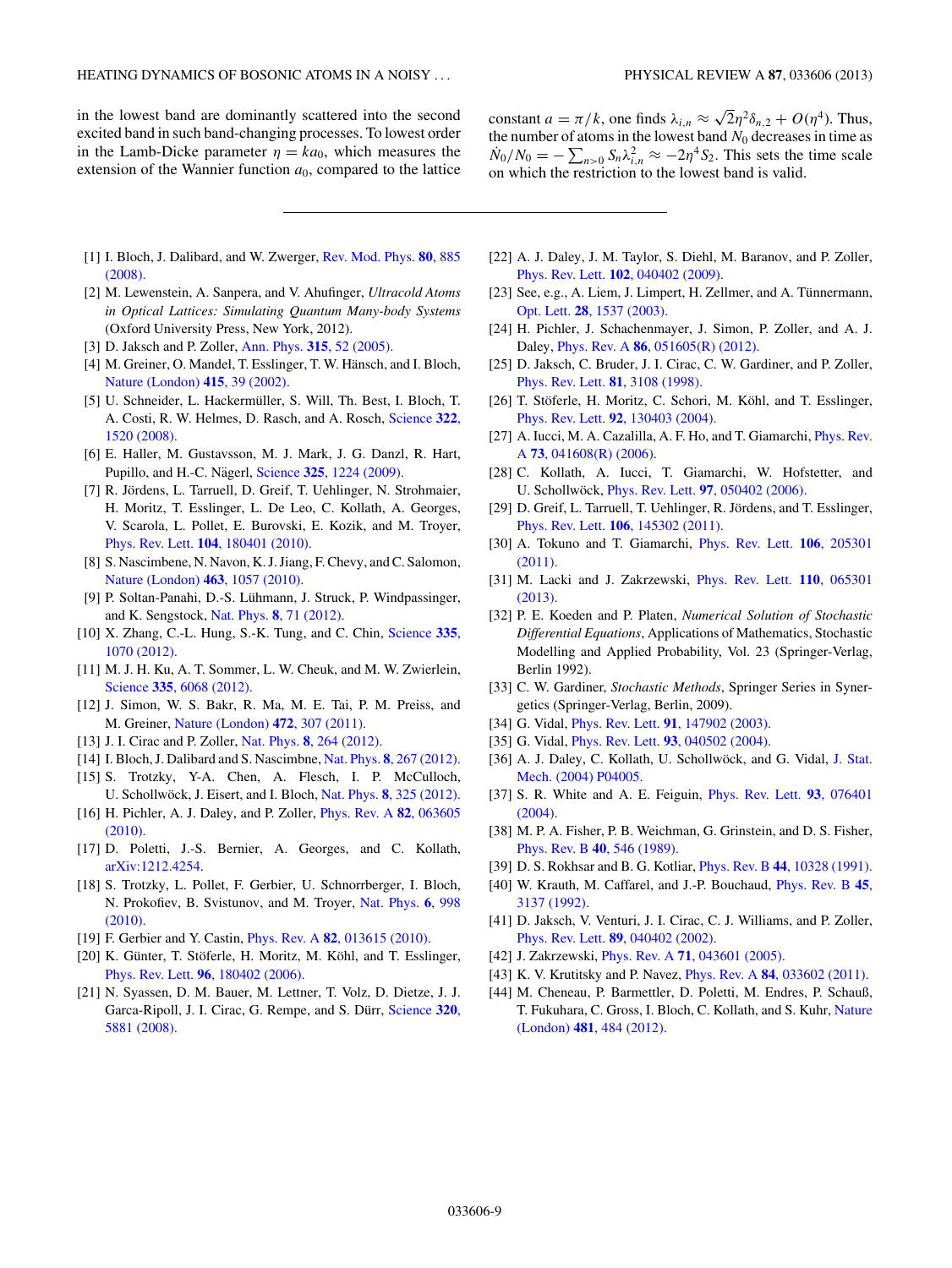in the lowest band are dominantly scattered into the second excited band in such band-changing processes. To lowest order in the Lamb-Dicke parameter $\eta = ka_0$, which measures the extension of the Wannier function $a_0$, compared to the lattice constant $a = \pi/k$, one finds $\lambda_{i,n} \approx \sqrt{2}\eta^2\delta_{n,2} + O(\eta^4)$. Thus, the number of atoms in the lowest band $N_0$ decreases in time as $\dot{N}_0/N_0 = -\sum_{n>0} S_n \lambda_{i,n}^2 \approx -2\eta^4 S_2$. This sets the time scale on which the restriction to the lowest band is valid.

---

[1] I. Bloch, J. Dalibard, and W. Zwerger, Rev. Mod. Phys. **80**, 885 (2008).

[2] M. Lewenstein, A. Sanpera, and V. Ahufinger, *Ultracold Atoms in Optical Lattices: Simulating Quantum Many-body Systems* (Oxford University Press, New York, 2012).

[3] D. Jaksch and P. Zoller, Ann. Phys. **315**, 52 (2005).

[4] M. Greiner, O. Mandel, T. Esslinger, T. W. Hänsch, and I. Bloch, Nature (London) **415**, 39 (2002).

[5] U. Schneider, L. Hackermüller, S. Will, Th. Best, I. Bloch, T. A. Costi, R. W. Helmes, D. Rasch, and A. Rosch, Science **322**, 1520 (2008).

[6] E. Haller, M. Gustavsson, M. J. Mark, J. G. Danzl, R. Hart, Pupillo, and H.-C. Nägerl, Science **325**, 1224 (2009).

[7] R. Jördens, L. Tarruell, D. Greif, T. Uehlinger, N. Strohmaier, H. Moritz, T. Esslinger, L. De Leo, C. Kollath, A. Georges, V. Scarola, L. Pollet, E. Burovski, E. Kozik, and M. Troyer, Phys. Rev. Lett. **104**, 180401 (2010).

[8] S. Nascimbene, N. Navon, K. J. Jiang, F. Chevy, and C. Salomon, Nature (London) **463**, 1057 (2010).

[9] P. Soltan-Panahi, D.-S. Lühmann, J. Struck, P. Windpassinger, and K. Sengstock, Nat. Phys. **8**, 71 (2012).

[10] X. Zhang, C.-L. Hung, S.-K. Tung, and C. Chin, Science **335**, 1070 (2012).

[11] M. J. H. Ku, A. T. Sommer, L. W. Cheuk, and M. W. Zwierlein, Science **335**, 6068 (2012).

[12] J. Simon, W. S. Bakr, R. Ma, M. E. Tai, P. M. Preiss, and M. Greiner, Nature (London) **472**, 307 (2011).

[13] J. I. Cirac and P. Zoller, Nat. Phys. **8**, 264 (2012).

[14] I. Bloch, J. Dalibard and S. Nascimbne, Nat. Phys. **8**, 267 (2012).

[15] S. Trotzky, Y-A. Chen, A. Flesch, I. P. McCulloch, U. Schollwöck, J. Eisert, and I. Bloch, Nat. Phys. **8**, 325 (2012).

[16] H. Pichler, A. J. Daley, and P. Zoller, Phys. Rev. A **82**, 063605 (2010).

[17] D. Poletti, J.-S. Bernier, A. Georges, and C. Kollath, arXiv:1212.4254.

[18] S. Trotzky, L. Pollet, F. Gerbier, U. Schnorrberger, I. Bloch, N. Prokofiev, B. Svistunov, and M. Troyer, Nat. Phys. **6**, 998 (2010).

[19] F. Gerbier and Y. Castin, Phys. Rev. A **82**, 013615 (2010).

[20] K. Günter, T. Stöferle, H. Moritz, M. Köhl, and T. Esslinger, Phys. Rev. Lett. **96**, 180402 (2006).

[21] N. Syassen, D. M. Bauer, M. Lettner, T. Volz, D. Dietze, J. J. Garca-Ripoll, J. I. Cirac, G. Rempe, and S. Dürr, Science **320**, 5881 (2008).

[22] A. J. Daley, J. M. Taylor, S. Diehl, M. Baranov, and P. Zoller, Phys. Rev. Lett. **102**, 040402 (2009).

[23] See, e.g., A. Liem, J. Limpert, H. Zellmer, and A. Tünnermann, Opt. Lett. **28**, 1537 (2003).

[24] H. Pichler, J. Schachenmayer, J. Simon, P. Zoller, and A. J. Daley, Phys. Rev. A **86**, 051605(R) (2012).

[25] D. Jaksch, C. Bruder, J. I. Cirac, C. W. Gardiner, and P. Zoller, Phys. Rev. Lett. **81**, 3108 (1998).

[26] T. Stöferle, H. Moritz, C. Schori, M. Köhl, and T. Esslinger, Phys. Rev. Lett. **92**, 130403 (2004).

[27] A. Iucci, M. A. Cazalilla, A. F. Ho, and T. Giamarchi, Phys. Rev. A **73**, 041608(R) (2006).

[28] C. Kollath, A. Iucci, T. Giamarchi, W. Hofstetter, and U. Schollwöck, Phys. Rev. Lett. **97**, 050402 (2006).

[29] D. Greif, L. Tarruell, T. Uehlinger, R. Jördens, and T. Esslinger, Phys. Rev. Lett. **106**, 145302 (2011).

[30] A. Tokuno and T. Giamarchi, Phys. Rev. Lett. **106**, 205301 (2011).

[31] M. Lacki and J. Zakrzewski, Phys. Rev. Lett. **110**, 065301 (2013).

[32] P. E. Koeden and P. Platen, *Numerical Solution of Stochastic Differential Equations*, Applications of Mathematics, Stochastic Modelling and Applied Probability, Vol. 23 (Springer-Verlag, Berlin 1992).

[33] C. W. Gardiner, *Stochastic Methods*, Springer Series in Synergetics (Springer-Verlag, Berlin, 2009).

[34] G. Vidal, Phys. Rev. Lett. **91**, 147902 (2003).

[35] G. Vidal, Phys. Rev. Lett. **93**, 040502 (2004).

[36] A. J. Daley, C. Kollath, U. Schollwöck, and G. Vidal, J. Stat. Mech. (2004) P04005.

[37] S. R. White and A. E. Feiguin, Phys. Rev. Lett. **93**, 076401 (2004).

[38] M. P. A. Fisher, P. B. Weichman, G. Grinstein, and D. S. Fisher, Phys. Rev. B **40**, 546 (1989).

[39] D. S. Rokhsar and B. G. Kotliar, Phys. Rev. B **44**, 10328 (1991).

[40] W. Krauth, M. Caffarel, and J.-P. Bouchaud, Phys. Rev. B **45**, 3137 (1992).

[41] D. Jaksch, V. Venturi, J. I. Cirac, C. J. Williams, and P. Zoller, Phys. Rev. Lett. **89**, 040402 (2002).

[42] J. Zakrzewski, Phys. Rev. A **71**, 043601 (2005).

[43] K. V. Krutitsky and P. Navez, Phys. Rev. A **84**, 033602 (2011).

[44] M. Cheneau, P. Barmettler, D. Poletti, M. Endres, P. Schauß, T. Fukuhara, C. Gross, I. Bloch, C. Kollath, and S. Kuhr, Nature (London) **481**, 484 (2012).